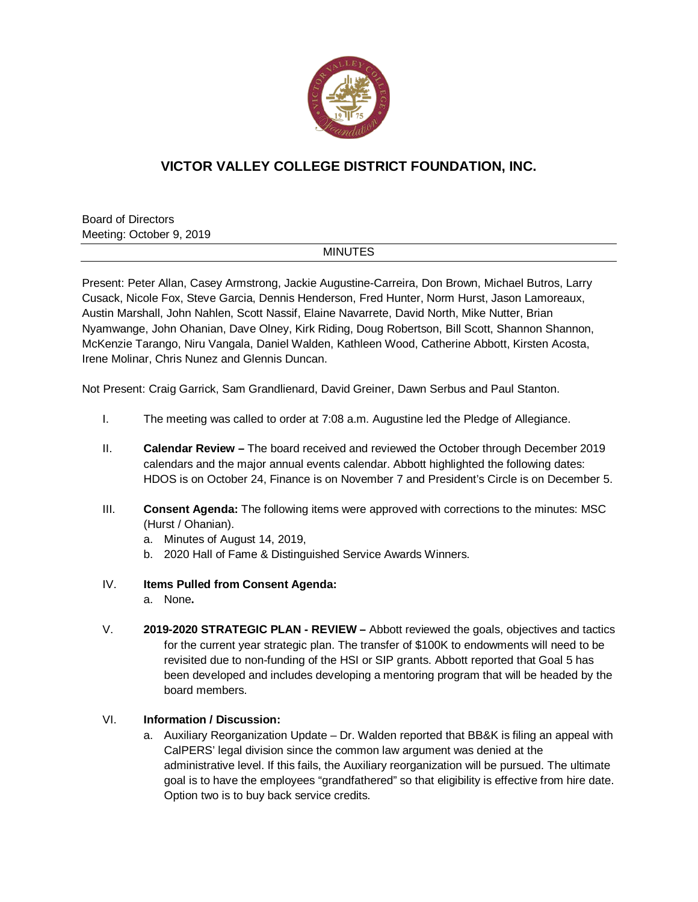# VICTOR VALLEY COLLEGE DISTRICT FOUNDATION, INC.

Board of Directors
Meeting: October 9, 2019

MINUTES

Present: Peter Allan, Casey Armstrong, Jackie Augustine-Carreira, Don Brown, Michael Butros, Larry Cusack, Nicole Fox, Steve Garcia, Dennis Henderson, Fred Hunter, Norm Hurst, Jason Lamoreaux, Austin Marshall, John Nahlen, Scott Nassif, Elaine Navarrete, David North, Mike Nutter, Brian Nyamwange, John Ohanian, Dave Olney, Kirk Riding, Doug Robertson, Bill Scott, Shannon Shannon, McKenzie Tarango, Niru Vangala, Daniel Walden, Kathleen Wood, Catherine Abbott, Kirsten Acosta, Irene Molinar, Chris Nunez and Glennis Duncan.

Not Present: Craig Garrick, Sam Grandlienard, David Greiner, Dawn Serbus and Paul Stanton.

I. The meeting was called to order at 7:08 a.m. Augustine led the Pledge of Allegiance.

II. **Calendar Review –** The board received and reviewed the October through December 2019 calendars and the major annual events calendar. Abbott highlighted the following dates: HDOS is on October 24, Finance is on November 7 and President's Circle is on December 5.

III. **Consent Agenda:** The following items were approved with corrections to the minutes: MSC (Hurst / Ohanian).
   a. Minutes of August 14, 2019,
   b. 2020 Hall of Fame & Distinguished Service Awards Winners.

IV. **Items Pulled from Consent Agenda:**
   a. None**.**

V. **2019-2020 STRATEGIC PLAN - REVIEW –** Abbott reviewed the goals, objectives and tactics for the current year strategic plan. The transfer of $100K to endowments will need to be revisited due to non-funding of the HSI or SIP grants. Abbott reported that Goal 5 has been developed and includes developing a mentoring program that will be headed by the board members.

VI. **Information / Discussion:**
   a. Auxiliary Reorganization Update – Dr. Walden reported that BB&K is filing an appeal with CalPERS' legal division since the common law argument was denied at the administrative level. If this fails, the Auxiliary reorganization will be pursued. The ultimate goal is to have the employees "grandfathered" so that eligibility is effective from hire date. Option two is to buy back service credits.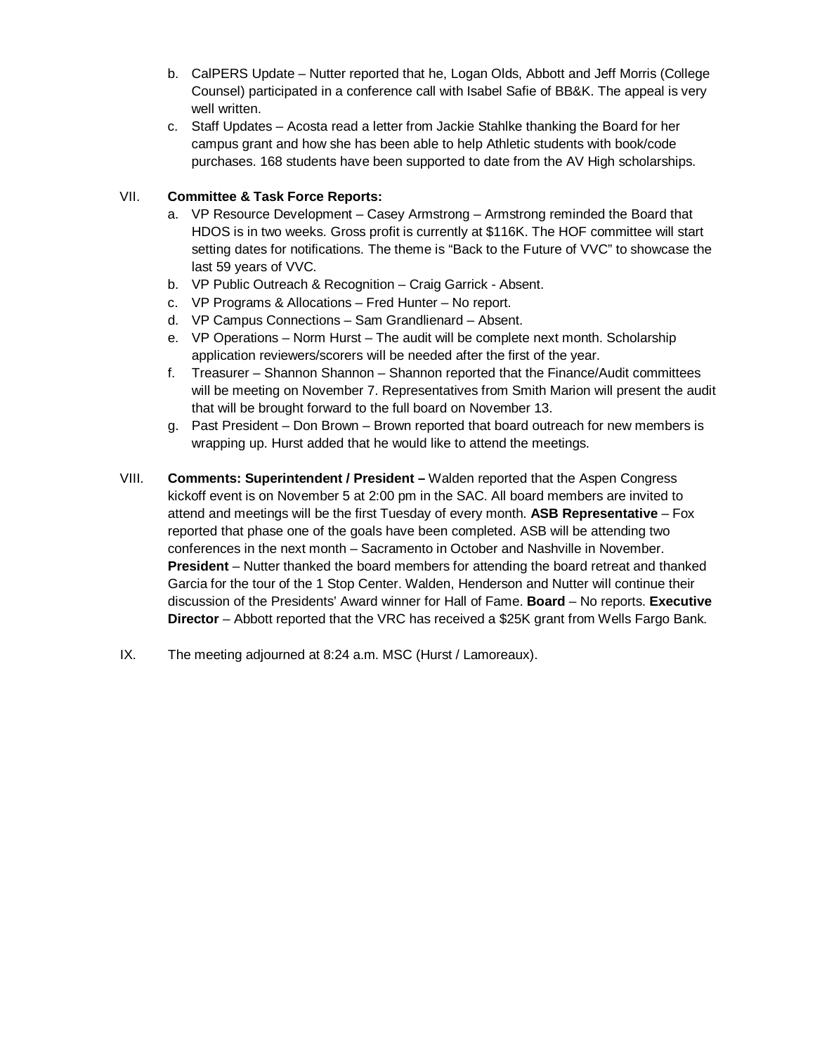b. CalPERS Update – Nutter reported that he, Logan Olds, Abbott and Jeff Morris (College Counsel) participated in a conference call with Isabel Safie of BB&K. The appeal is very well written.

c. Staff Updates – Acosta read a letter from Jackie Stahlke thanking the Board for her campus grant and how she has been able to help Athletic students with book/code purchases. 168 students have been supported to date from the AV High scholarships.

VII. **Committee & Task Force Reports:**

a. VP Resource Development – Casey Armstrong – Armstrong reminded the Board that HDOS is in two weeks. Gross profit is currently at $116K. The HOF committee will start setting dates for notifications. The theme is "Back to the Future of VVC" to showcase the last 59 years of VVC.

b. VP Public Outreach & Recognition – Craig Garrick - Absent.

c. VP Programs & Allocations – Fred Hunter – No report.

d. VP Campus Connections – Sam Grandlienard – Absent.

e. VP Operations – Norm Hurst – The audit will be complete next month. Scholarship application reviewers/scorers will be needed after the first of the year.

f. Treasurer – Shannon Shannon – Shannon reported that the Finance/Audit committees will be meeting on November 7. Representatives from Smith Marion will present the audit that will be brought forward to the full board on November 13.

g. Past President – Don Brown – Brown reported that board outreach for new members is wrapping up. Hurst added that he would like to attend the meetings.

VIII. **Comments: Superintendent / President –** Walden reported that the Aspen Congress kickoff event is on November 5 at 2:00 pm in the SAC. All board members are invited to attend and meetings will be the first Tuesday of every month. **ASB Representative** – Fox reported that phase one of the goals have been completed. ASB will be attending two conferences in the next month – Sacramento in October and Nashville in November. **President** – Nutter thanked the board members for attending the board retreat and thanked Garcia for the tour of the 1 Stop Center. Walden, Henderson and Nutter will continue their discussion of the Presidents' Award winner for Hall of Fame. **Board** – No reports. **Executive Director** – Abbott reported that the VRC has received a $25K grant from Wells Fargo Bank.

IX. The meeting adjourned at 8:24 a.m. MSC (Hurst / Lamoreaux).